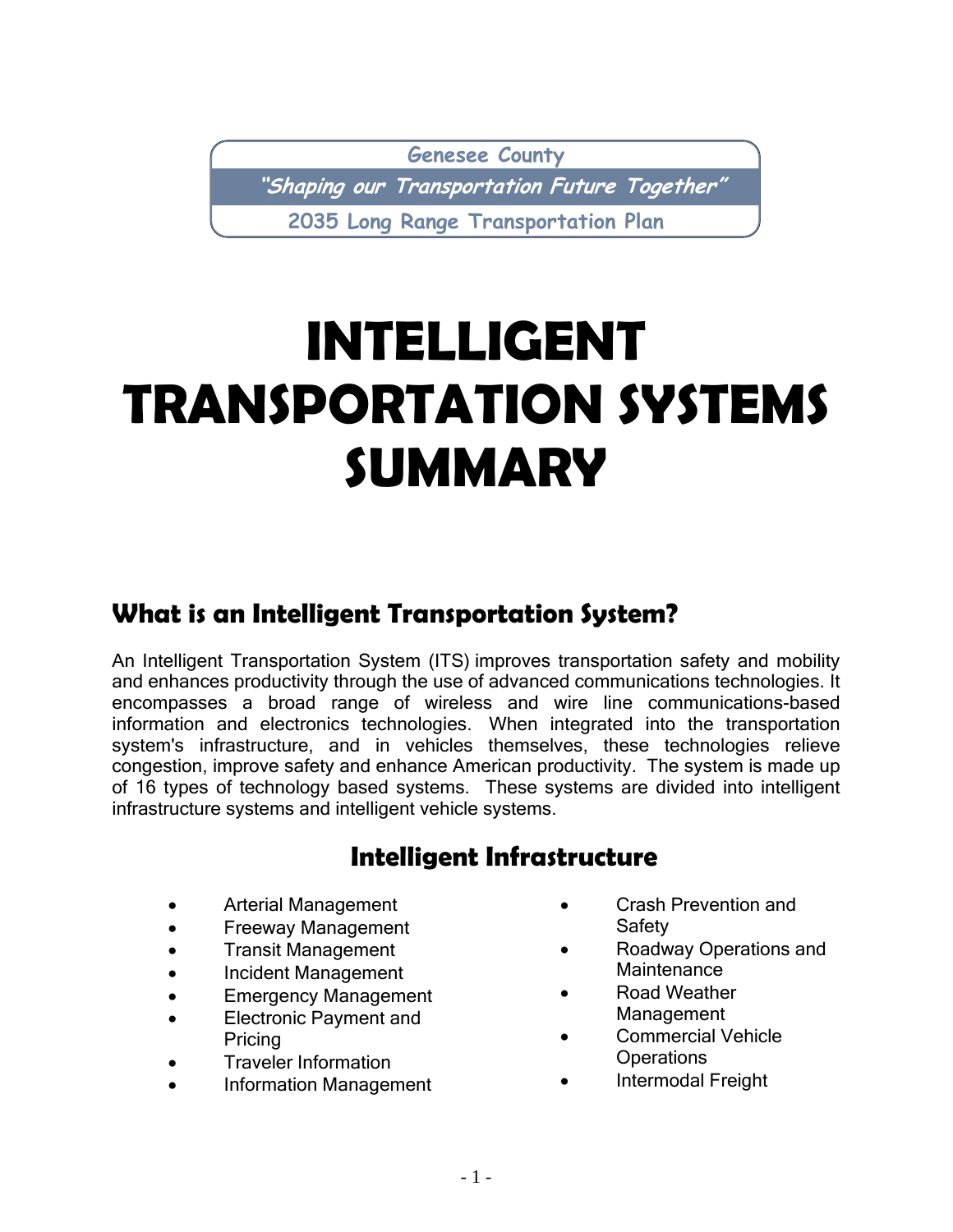Genesee County

*"Shaping our Transportation Future Together"*

2035 Long Range Transportation Plan

# INTELLIGENT TRANSPORTATION SYSTEMS SUMMARY

## What is an Intelligent Transportation System?

An Intelligent Transportation System (ITS) improves transportation safety and mobility and enhances productivity through the use of advanced communications technologies. It encompasses a broad range of wireless and wire line communications-based information and electronics technologies. When integrated into the transportation system's infrastructure, and in vehicles themselves, these technologies relieve congestion, improve safety and enhance American productivity. The system is made up of 16 types of technology based systems. These systems are divided into intelligent infrastructure systems and intelligent vehicle systems.

### Intelligent Infrastructure

- Arterial Management
- Freeway Management
- Transit Management
- Incident Management
- Emergency Management
- Electronic Payment and Pricing
- Traveler Information
- Information Management
- Crash Prevention and Safety
- Roadway Operations and Maintenance
- Road Weather Management
- Commercial Vehicle Operations
- Intermodal Freight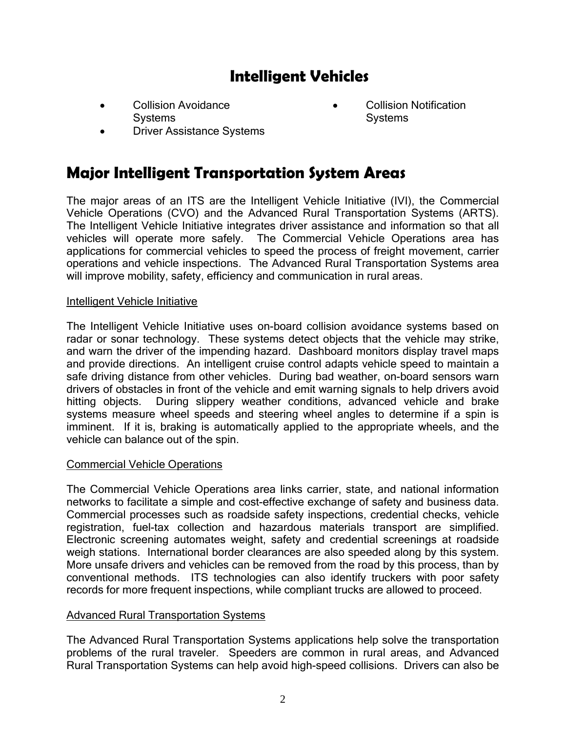## Intelligent Vehicles

- Collision Avoidance Systems
- Driver Assistance Systems
- Collision Notification Systems

# Major Intelligent Transportation System Areas

The major areas of an ITS are the Intelligent Vehicle Initiative (IVI), the Commercial Vehicle Operations (CVO) and the Advanced Rural Transportation Systems (ARTS). The Intelligent Vehicle Initiative integrates driver assistance and information so that all vehicles will operate more safely. The Commercial Vehicle Operations area has applications for commercial vehicles to speed the process of freight movement, carrier operations and vehicle inspections. The Advanced Rural Transportation Systems area will improve mobility, safety, efficiency and communication in rural areas.

<u>Intelligent Vehicle Initiative</u>

The Intelligent Vehicle Initiative uses on-board collision avoidance systems based on radar or sonar technology. These systems detect objects that the vehicle may strike, and warn the driver of the impending hazard. Dashboard monitors display travel maps and provide directions. An intelligent cruise control adapts vehicle speed to maintain a safe driving distance from other vehicles. During bad weather, on-board sensors warn drivers of obstacles in front of the vehicle and emit warning signals to help drivers avoid hitting objects. During slippery weather conditions, advanced vehicle and brake systems measure wheel speeds and steering wheel angles to determine if a spin is imminent. If it is, braking is automatically applied to the appropriate wheels, and the vehicle can balance out of the spin.

<u>Commercial Vehicle Operations</u>

The Commercial Vehicle Operations area links carrier, state, and national information networks to facilitate a simple and cost-effective exchange of safety and business data. Commercial processes such as roadside safety inspections, credential checks, vehicle registration, fuel-tax collection and hazardous materials transport are simplified. Electronic screening automates weight, safety and credential screenings at roadside weigh stations. International border clearances are also speeded along by this system. More unsafe drivers and vehicles can be removed from the road by this process, than by conventional methods. ITS technologies can also identify truckers with poor safety records for more frequent inspections, while compliant trucks are allowed to proceed.

<u>Advanced Rural Transportation Systems</u>

The Advanced Rural Transportation Systems applications help solve the transportation problems of the rural traveler. Speeders are common in rural areas, and Advanced Rural Transportation Systems can help avoid high-speed collisions. Drivers can also be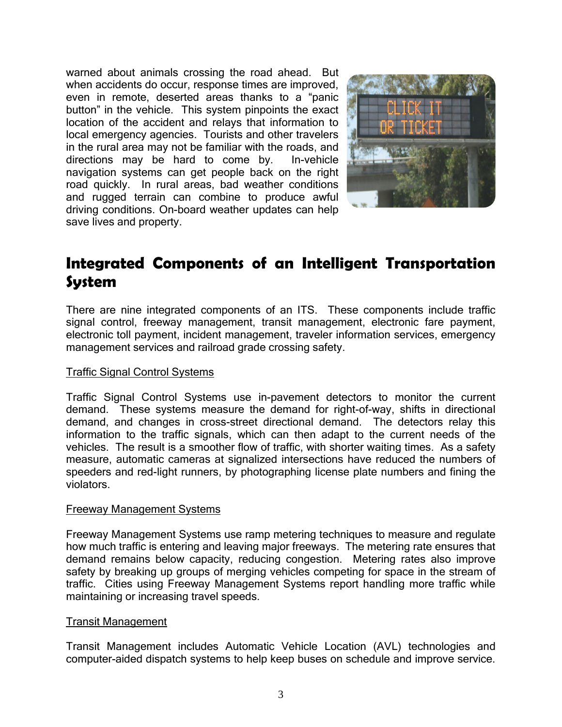warned about animals crossing the road ahead. But when accidents do occur, response times are improved, even in remote, deserted areas thanks to a "panic button" in the vehicle. This system pinpoints the exact location of the accident and relays that information to local emergency agencies. Tourists and other travelers in the rural area may not be familiar with the roads, and directions may be hard to come by. In-vehicle navigation systems can get people back on the right road quickly. In rural areas, bad weather conditions and rugged terrain can combine to produce awful driving conditions. On-board weather updates can help save lives and property.

## Integrated Components of an Intelligent Transportation System

There are nine integrated components of an ITS. These components include traffic signal control, freeway management, transit management, electronic fare payment, electronic toll payment, incident management, traveler information services, emergency management services and railroad grade crossing safety.

### Traffic Signal Control Systems

Traffic Signal Control Systems use in-pavement detectors to monitor the current demand. These systems measure the demand for right-of-way, shifts in directional demand, and changes in cross-street directional demand. The detectors relay this information to the traffic signals, which can then adapt to the current needs of the vehicles. The result is a smoother flow of traffic, with shorter waiting times. As a safety measure, automatic cameras at signalized intersections have reduced the numbers of speeders and red-light runners, by photographing license plate numbers and fining the violators.

### Freeway Management Systems

Freeway Management Systems use ramp metering techniques to measure and regulate how much traffic is entering and leaving major freeways. The metering rate ensures that demand remains below capacity, reducing congestion. Metering rates also improve safety by breaking up groups of merging vehicles competing for space in the stream of traffic. Cities using Freeway Management Systems report handling more traffic while maintaining or increasing travel speeds.

### Transit Management

Transit Management includes Automatic Vehicle Location (AVL) technologies and computer-aided dispatch systems to help keep buses on schedule and improve service.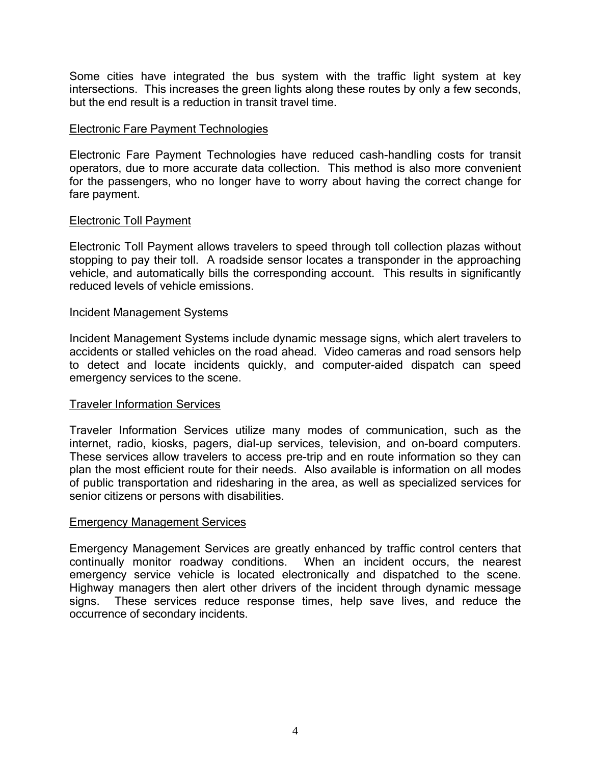Some cities have integrated the bus system with the traffic light system at key intersections. This increases the green lights along these routes by only a few seconds, but the end result is a reduction in transit travel time.

### Electronic Fare Payment Technologies

Electronic Fare Payment Technologies have reduced cash-handling costs for transit operators, due to more accurate data collection. This method is also more convenient for the passengers, who no longer have to worry about having the correct change for fare payment.

### Electronic Toll Payment

Electronic Toll Payment allows travelers to speed through toll collection plazas without stopping to pay their toll. A roadside sensor locates a transponder in the approaching vehicle, and automatically bills the corresponding account. This results in significantly reduced levels of vehicle emissions.

### Incident Management Systems

Incident Management Systems include dynamic message signs, which alert travelers to accidents or stalled vehicles on the road ahead. Video cameras and road sensors help to detect and locate incidents quickly, and computer-aided dispatch can speed emergency services to the scene.

### Traveler Information Services

Traveler Information Services utilize many modes of communication, such as the internet, radio, kiosks, pagers, dial-up services, television, and on-board computers. These services allow travelers to access pre-trip and en route information so they can plan the most efficient route for their needs. Also available is information on all modes of public transportation and ridesharing in the area, as well as specialized services for senior citizens or persons with disabilities.

### Emergency Management Services

Emergency Management Services are greatly enhanced by traffic control centers that continually monitor roadway conditions. When an incident occurs, the nearest emergency service vehicle is located electronically and dispatched to the scene. Highway managers then alert other drivers of the incident through dynamic message signs. These services reduce response times, help save lives, and reduce the occurrence of secondary incidents.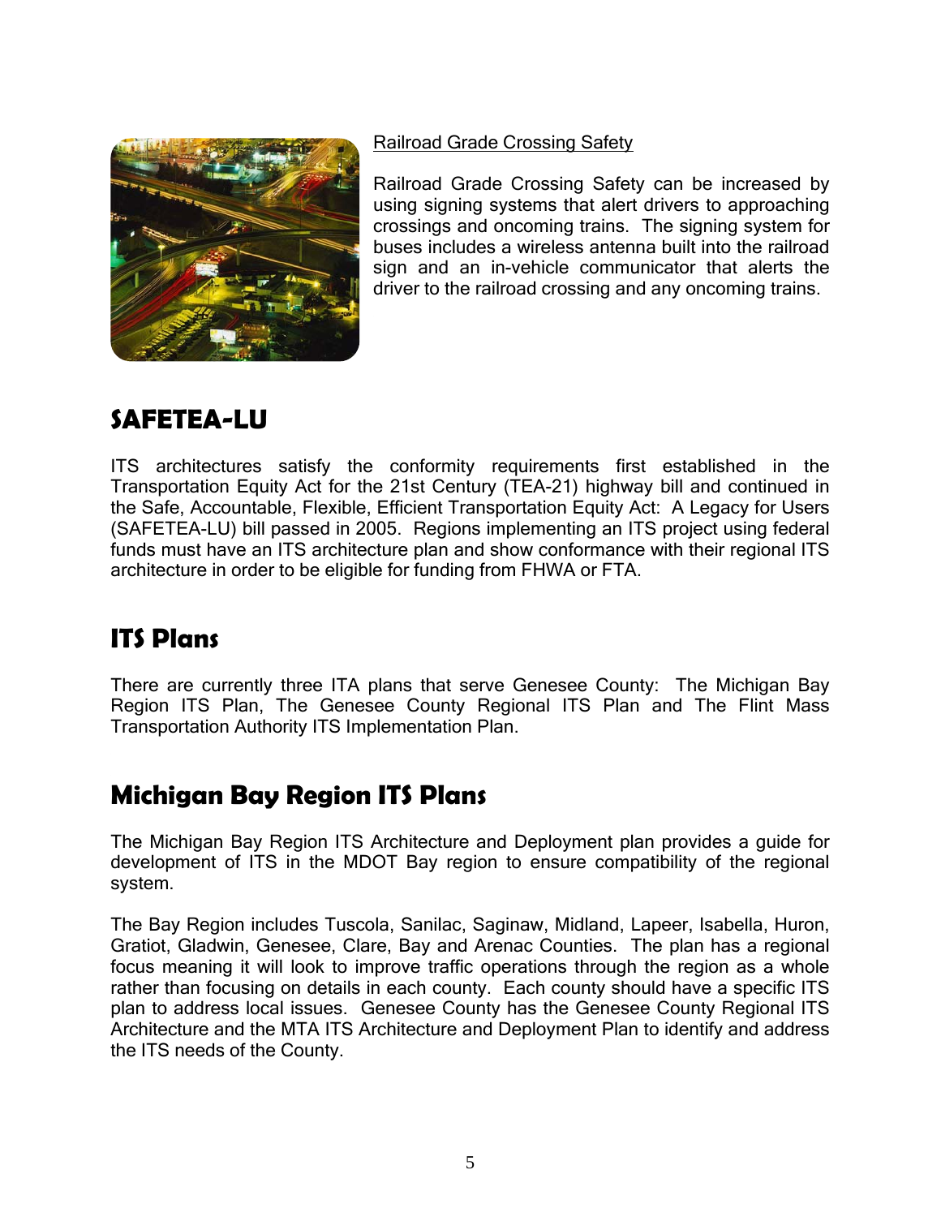Railroad Grade Crossing Safety

Railroad Grade Crossing Safety can be increased by using signing systems that alert drivers to approaching crossings and oncoming trains. The signing system for buses includes a wireless antenna built into the railroad sign and an in-vehicle communicator that alerts the driver to the railroad crossing and any oncoming trains.

## SAFETEA-LU

ITS architectures satisfy the conformity requirements first established in the Transportation Equity Act for the 21st Century (TEA-21) highway bill and continued in the Safe, Accountable, Flexible, Efficient Transportation Equity Act: A Legacy for Users (SAFETEA-LU) bill passed in 2005. Regions implementing an ITS project using federal funds must have an ITS architecture plan and show conformance with their regional ITS architecture in order to be eligible for funding from FHWA or FTA.

## ITS Plans

There are currently three ITA plans that serve Genesee County: The Michigan Bay Region ITS Plan, The Genesee County Regional ITS Plan and The Flint Mass Transportation Authority ITS Implementation Plan.

## Michigan Bay Region ITS Plans

The Michigan Bay Region ITS Architecture and Deployment plan provides a guide for development of ITS in the MDOT Bay region to ensure compatibility of the regional system.

The Bay Region includes Tuscola, Sanilac, Saginaw, Midland, Lapeer, Isabella, Huron, Gratiot, Gladwin, Genesee, Clare, Bay and Arenac Counties. The plan has a regional focus meaning it will look to improve traffic operations through the region as a whole rather than focusing on details in each county. Each county should have a specific ITS plan to address local issues. Genesee County has the Genesee County Regional ITS Architecture and the MTA ITS Architecture and Deployment Plan to identify and address the ITS needs of the County.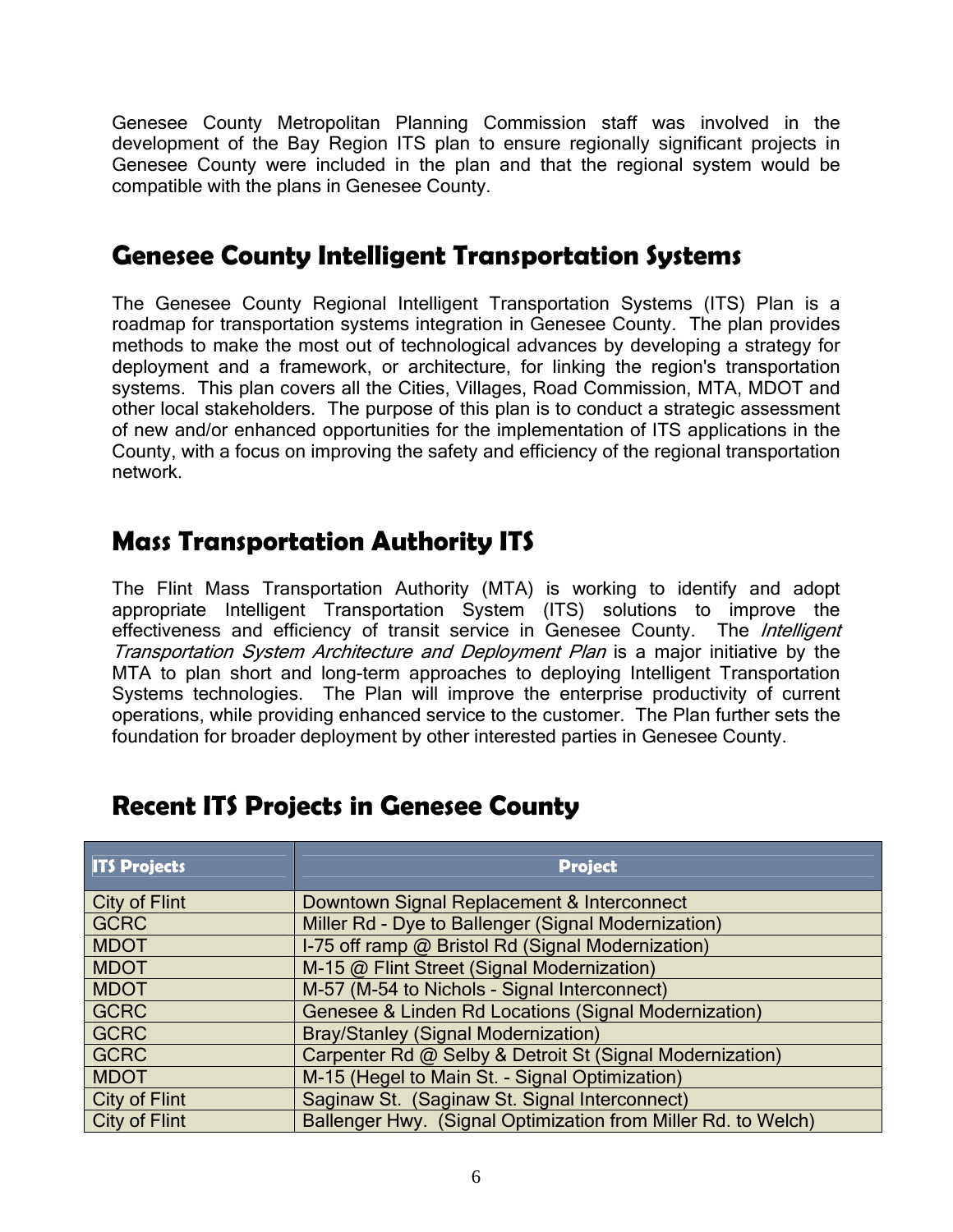Genesee County Metropolitan Planning Commission staff was involved in the development of the Bay Region ITS plan to ensure regionally significant projects in Genesee County were included in the plan and that the regional system would be compatible with the plans in Genesee County.

## Genesee County Intelligent Transportation Systems

The Genesee County Regional Intelligent Transportation Systems (ITS) Plan is a roadmap for transportation systems integration in Genesee County. The plan provides methods to make the most out of technological advances by developing a strategy for deployment and a framework, or architecture, for linking the region's transportation systems. This plan covers all the Cities, Villages, Road Commission, MTA, MDOT and other local stakeholders. The purpose of this plan is to conduct a strategic assessment of new and/or enhanced opportunities for the implementation of ITS applications in the County, with a focus on improving the safety and efficiency of the regional transportation network.

## Mass Transportation Authority ITS

The Flint Mass Transportation Authority (MTA) is working to identify and adopt appropriate Intelligent Transportation System (ITS) solutions to improve the effectiveness and efficiency of transit service in Genesee County. The *Intelligent Transportation System Architecture and Deployment Plan* is a major initiative by the MTA to plan short and long-term approaches to deploying Intelligent Transportation Systems technologies. The Plan will improve the enterprise productivity of current operations, while providing enhanced service to the customer. The Plan further sets the foundation for broader deployment by other interested parties in Genesee County.

## Recent ITS Projects in Genesee County

| ITS Projects | Project |
|---|---|
| City of Flint | Downtown Signal Replacement & Interconnect |
| GCRC | Miller Rd - Dye to Ballenger (Signal Modernization) |
| MDOT | I-75 off ramp @ Bristol Rd (Signal Modernization) |
| MDOT | M-15 @ Flint Street (Signal Modernization) |
| MDOT | M-57 (M-54 to Nichols - Signal Interconnect) |
| GCRC | Genesee & Linden Rd Locations (Signal Modernization) |
| GCRC | Bray/Stanley (Signal Modernization) |
| GCRC | Carpenter Rd @ Selby & Detroit St (Signal Modernization) |
| MDOT | M-15 (Hegel to Main St. - Signal Optimization) |
| City of Flint | Saginaw St. (Saginaw St. Signal Interconnect) |
| City of Flint | Ballenger Hwy. (Signal Optimization from Miller Rd. to Welch) |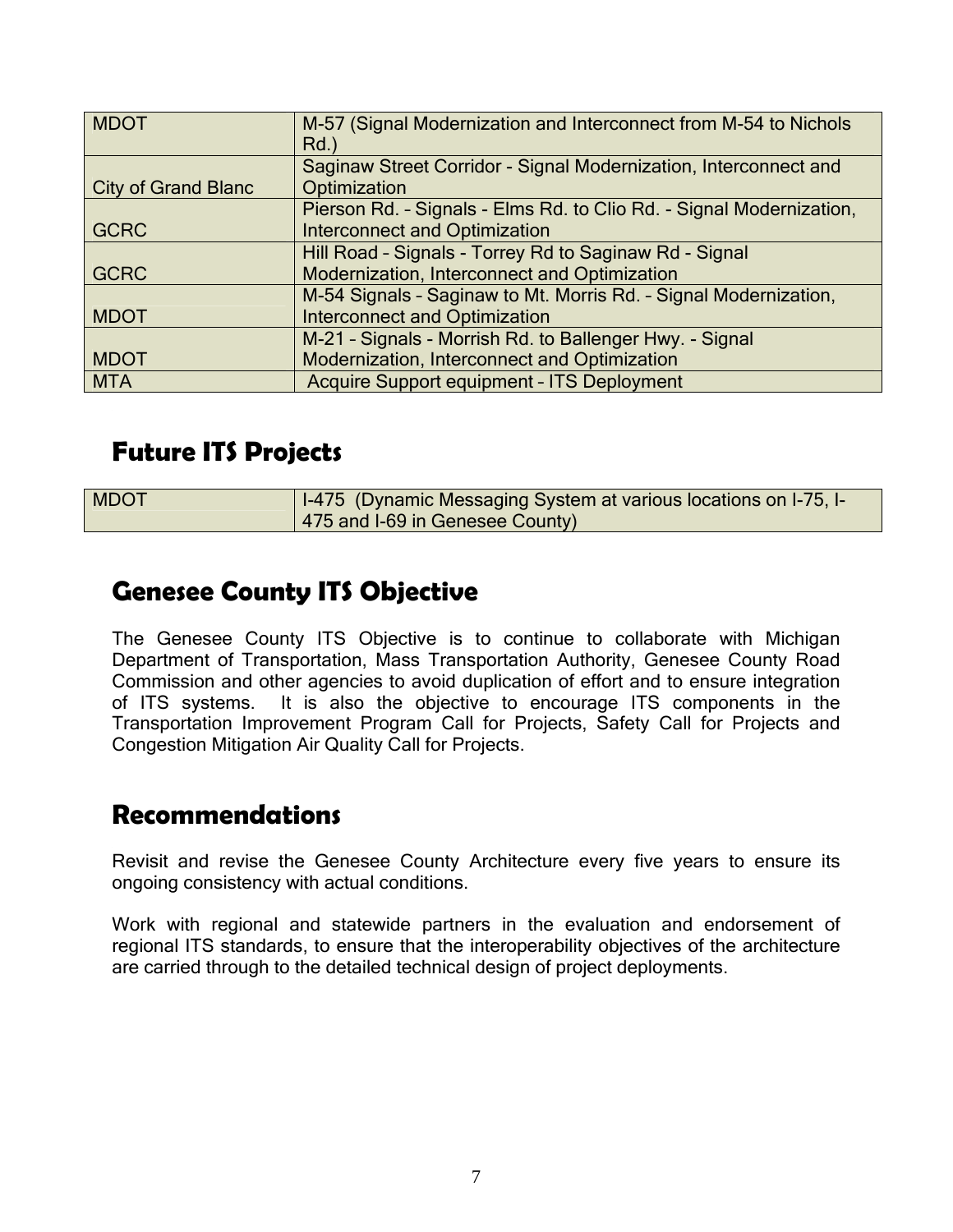| | |
|---|---|
| MDOT | M-57 (Signal Modernization and Interconnect from M-54 to Nichols Rd.) |
| City of Grand Blanc | Saginaw Street Corridor - Signal Modernization, Interconnect and Optimization |
| GCRC | Pierson Rd. – Signals - Elms Rd. to Clio Rd. - Signal Modernization, Interconnect and Optimization |
| GCRC | Hill Road – Signals - Torrey Rd to Saginaw Rd - Signal Modernization, Interconnect and Optimization |
| MDOT | M-54 Signals – Saginaw to Mt. Morris Rd. – Signal Modernization, Interconnect and Optimization |
| MDOT | M-21 – Signals - Morrish Rd. to Ballenger Hwy. - Signal Modernization, Interconnect and Optimization |
| MTA | Acquire Support equipment – ITS Deployment |

## Future ITS Projects

| | |
|---|---|
| MDOT | I-475 (Dynamic Messaging System at various locations on I-75, I-475 and I-69 in Genesee County) |

## Genesee County ITS Objective

The Genesee County ITS Objective is to continue to collaborate with Michigan Department of Transportation, Mass Transportation Authority, Genesee County Road Commission and other agencies to avoid duplication of effort and to ensure integration of ITS systems. It is also the objective to encourage ITS components in the Transportation Improvement Program Call for Projects, Safety Call for Projects and Congestion Mitigation Air Quality Call for Projects.

## Recommendations

Revisit and revise the Genesee County Architecture every five years to ensure its ongoing consistency with actual conditions.

Work with regional and statewide partners in the evaluation and endorsement of regional ITS standards, to ensure that the interoperability objectives of the architecture are carried through to the detailed technical design of project deployments.